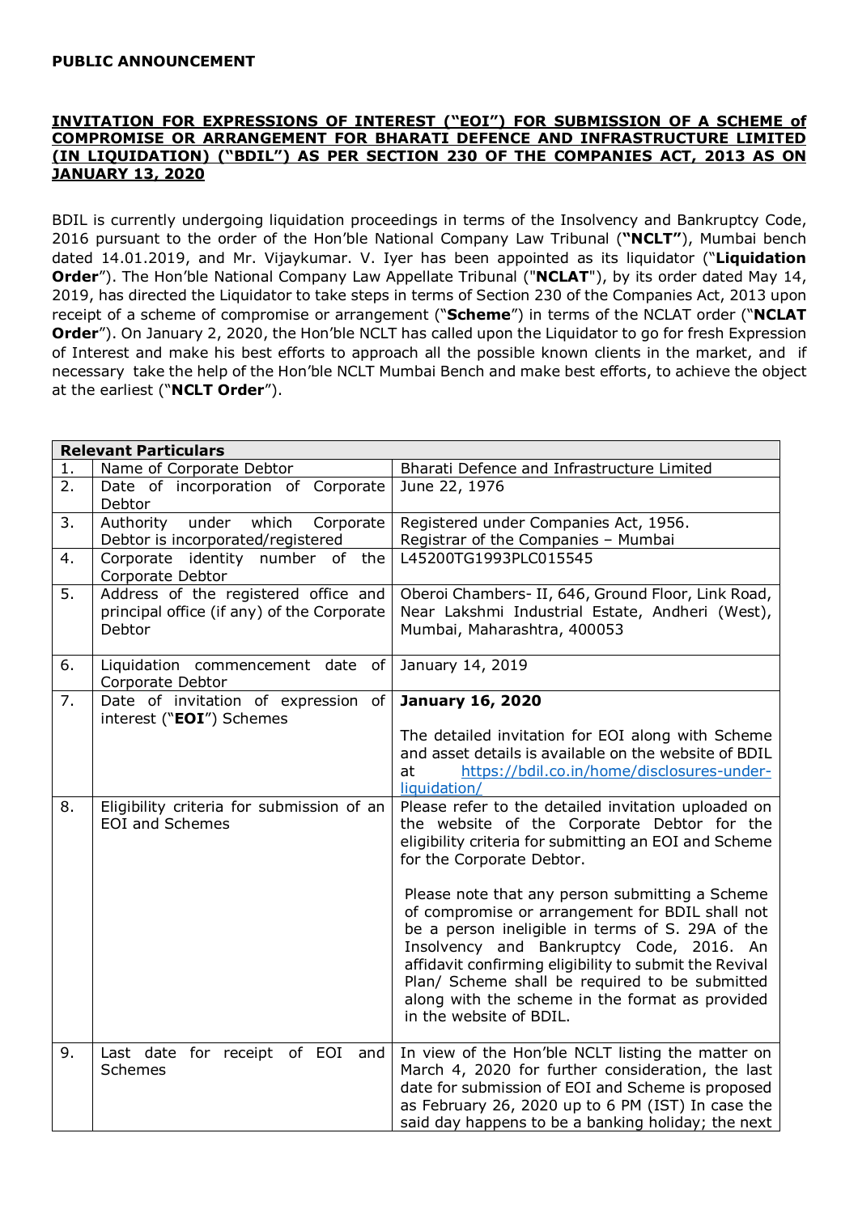**PUBLIC ANNOUNCEMENT**

**INVITATION FOR EXPRESSIONS OF INTEREST ("EOI") FOR SUBMISSION OF A SCHEME of COMPROMISE OR ARRANGEMENT FOR BHARATI DEFENCE AND INFRASTRUCTURE LIMITED (IN LIQUIDATION) ("BDIL") AS PER SECTION 230 OF THE COMPANIES ACT, 2013 AS ON JANUARY 13, 2020**

BDIL is currently undergoing liquidation proceedings in terms of the Insolvency and Bankruptcy Code, 2016 pursuant to the order of the Hon'ble National Company Law Tribunal (**"NCLT"**), Mumbai bench dated 14.01.2019, and Mr. Vijaykumar. V. Iyer has been appointed as its liquidator ("**Liquidation Order**"). The Hon'ble National Company Law Appellate Tribunal ("**NCLAT**"), by its order dated May 14, 2019, has directed the Liquidator to take steps in terms of Section 230 of the Companies Act, 2013 upon receipt of a scheme of compromise or arrangement ("**Scheme**") in terms of the NCLAT order ("**NCLAT Order**"). On January 2, 2020, the Hon'ble NCLT has called upon the Liquidator to go for fresh Expression of Interest and make his best efforts to approach all the possible known clients in the market, and if necessary take the help of the Hon'ble NCLT Mumbai Bench and make best efforts, to achieve the object at the earliest ("**NCLT Order**").

| **Relevant Particulars** | | |
|---|---|---|
| 1. | Name of Corporate Debtor | Bharati Defence and Infrastructure Limited |
| 2. | Date of incorporation of Corporate Debtor | June 22, 1976 |
| 3. | Authority under which Corporate Debtor is incorporated/registered | Registered under Companies Act, 1956. Registrar of the Companies – Mumbai |
| 4. | Corporate identity number of the Corporate Debtor | L45200TG1993PLC015545 |
| 5. | Address of the registered office and principal office (if any) of the Corporate Debtor | Oberoi Chambers- II, 646, Ground Floor, Link Road, Near Lakshmi Industrial Estate, Andheri (West), Mumbai, Maharashtra, 400053 |
| 6. | Liquidation commencement date of Corporate Debtor | January 14, 2019 |
| 7. | Date of invitation of expression of interest ("**EOI**") Schemes | **January 16, 2020**<br><br>The detailed invitation for EOI along with Scheme and asset details is available on the website of BDIL at https://bdil.co.in/home/disclosures-under-liquidation/ |
| 8. | Eligibility criteria for submission of an EOI and Schemes | Please refer to the detailed invitation uploaded on the website of the Corporate Debtor for the eligibility criteria for submitting an EOI and Scheme for the Corporate Debtor.<br><br>Please note that any person submitting a Scheme of compromise or arrangement for BDIL shall not be a person ineligible in terms of S. 29A of the Insolvency and Bankruptcy Code, 2016. An affidavit confirming eligibility to submit the Revival Plan/ Scheme shall be required to be submitted along with the scheme in the format as provided in the website of BDIL. |
| 9. | Last date for receipt of EOI and Schemes | In view of the Hon'ble NCLT listing the matter on March 4, 2020 for further consideration, the last date for submission of EOI and Scheme is proposed as February 26, 2020 up to 6 PM (IST) In case the said day happens to be a banking holiday; the next |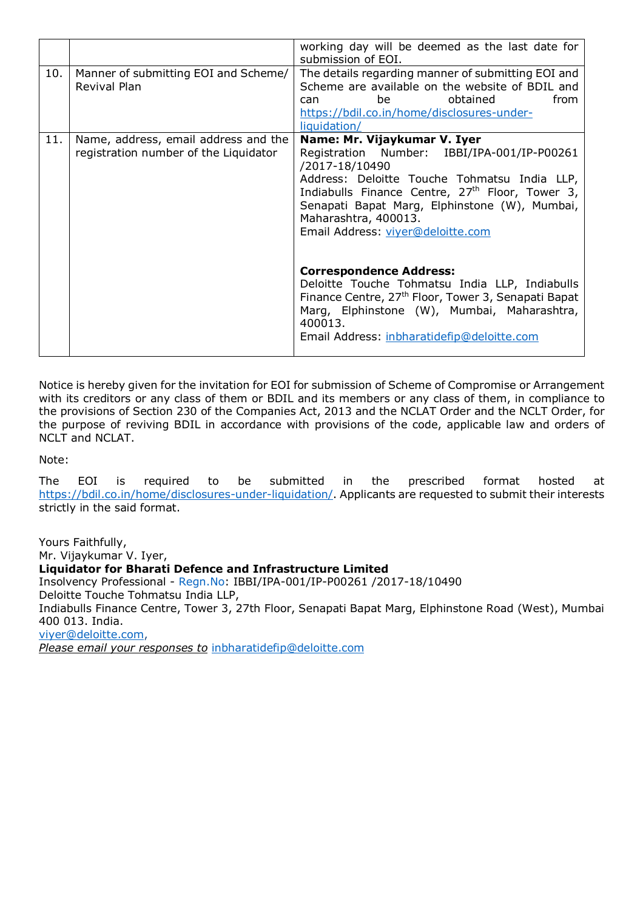| | | |
|---|---|---|
| | | working day will be deemed as the last date for submission of EOI. |
| 10. | Manner of submitting EOI and Scheme/ Revival Plan | The details regarding manner of submitting EOI and Scheme are available on the website of BDIL and can be obtained from https://bdil.co.in/home/disclosures-under-liquidation/ |
| 11. | Name, address, email address and the registration number of the Liquidator | **Name: Mr. Vijaykumar V. Iyer**<br>Registration Number: IBBI/IPA-001/IP-P00261 /2017-18/10490<br>Address: Deloitte Touche Tohmatsu India LLP, Indiabulls Finance Centre, 27th Floor, Tower 3, Senapati Bapat Marg, Elphinstone (W), Mumbai, Maharashtra, 400013.<br>Email Address: viyer@deloitte.com<br><br>**Correspondence Address:**<br>Deloitte Touche Tohmatsu India LLP, Indiabulls Finance Centre, 27th Floor, Tower 3, Senapati Bapat Marg, Elphinstone (W), Mumbai, Maharashtra, 400013.<br>Email Address: inbharatidefip@deloitte.com |

Notice is hereby given for the invitation for EOI for submission of Scheme of Compromise or Arrangement with its creditors or any class of them or BDIL and its members or any class of them, in compliance to the provisions of Section 230 of the Companies Act, 2013 and the NCLAT Order and the NCLT Order, for the purpose of reviving BDIL in accordance with provisions of the code, applicable law and orders of NCLT and NCLAT.

Note:

The EOI is required to be submitted in the prescribed format hosted at https://bdil.co.in/home/disclosures-under-liquidation/. Applicants are requested to submit their interests strictly in the said format.

Yours Faithfully,
Mr. Vijaykumar V. Iyer,
**Liquidator for Bharati Defence and Infrastructure Limited**
Insolvency Professional - Regn.No: IBBI/IPA-001/IP-P00261 /2017-18/10490
Deloitte Touche Tohmatsu India LLP,
Indiabulls Finance Centre, Tower 3, 27th Floor, Senapati Bapat Marg, Elphinstone Road (West), Mumbai 400 013. India.
viyer@deloitte.com,
*Please email your responses to* inbharatidefip@deloitte.com